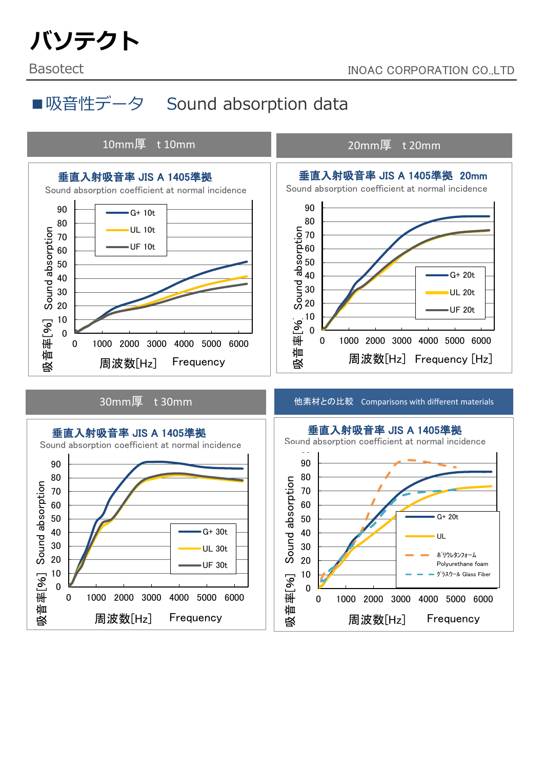# バソテクト

Basotect

INOAC CORPORATION CO.,LTD

## ■吸音性データ　Sound absorption data

### 10mm厚　t 10mm

**垂直入射吸音率 JIS A 1405準拠**

Sound absorption coefficient at normal incidence

吸音率[%] Sound absorption

G+ 10t
UL 10t
UF 10t

周波数[Hz]　Frequency

### 20mm厚　t 20mm

**垂直入射吸音率 JIS A 1405準拠　20mm**

Sound absorption coefficient at normal incidence

吸音率[%] Sound absorption

G+ 20t
UL 20t
UF 20t

周波数[Hz]　Frequency [Hz]

### 30mm厚　t 30mm

**垂直入射吸音率 JIS A 1405準拠**

Sound absorption coefficient at normal incidence

吸音率[%] Sound absorption

G+ 30t
UL 30t
UF 30t

周波数[Hz]　Frequency

### 他素材との比較　Comparisons with different materials

**垂直入射吸音率 JIS A 1405準拠**

Sound absorption coefficient at normal incidence

吸音率[%] Sound absorption

G+ 20t
UL
ﾎﾟﾘｳﾚﾀﾝﾌｫｰﾑ Polyurethane foam
ｸﾞﾗｽｳｰﾙ Glass Fiber

周波数[Hz]　Frequency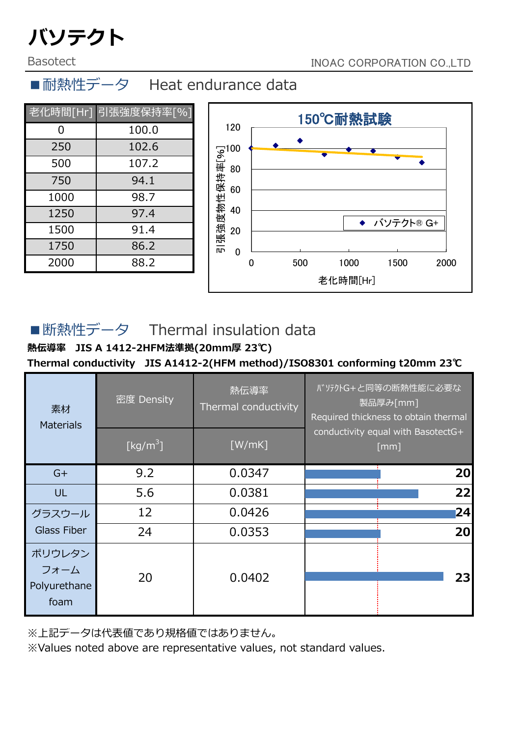# バソテクト

Basotect

INOAC CORPORATION CO.,LTD

## ■耐熱性データ　Heat endurance data

| 老化時間[Hr] | 引張強度保持率[%] |
|---|---|
| 0 | 100.0 |
| 250 | 102.6 |
| 500 | 107.2 |
| 750 | 94.1 |
| 1000 | 98.7 |
| 1250 | 97.4 |
| 1500 | 91.4 |
| 1750 | 86.2 |
| 2000 | 88.2 |

150℃耐熱試験

引張強度物性保持率[%]

120
100
80
60
40
20
0

0　500　1000　1500　2000

老化時間[Hr]

◆ バソテクト® G+

## ■断熱性データ　Thermal insulation data

**熱伝導率　JIS A 1412-2HFM法準拠(20mm厚 23℃)**

**Thermal conductivity　JIS A1412-2(HFM method)/ISO8301 conforming t20mm 23℃**

| 素材 Materials | 密度 Density [kg/m$^3$] | 熱伝導率 Thermal conductivity [W/mK] | ﾊﾞｿﾃｸﾄG+と同等の断熱性能に必要な製品厚み[mm] Required thickness to obtain thermal conductivity equal with BasotectG+ [mm] |
|---|---|---|---|
| G+ | 9.2 | 0.0347 | 20 |
| UL | 5.6 | 0.0381 | 22 |
| グラスウール Glass Fiber | 12 | 0.0426 | 24 |
| グラスウール Glass Fiber | 24 | 0.0353 | 20 |
| ポリウレタンフォーム Polyurethane foam | 20 | 0.0402 | 23 |

※上記データは代表値であり規格値ではありません。

※Values noted above are representative values, not standard values.